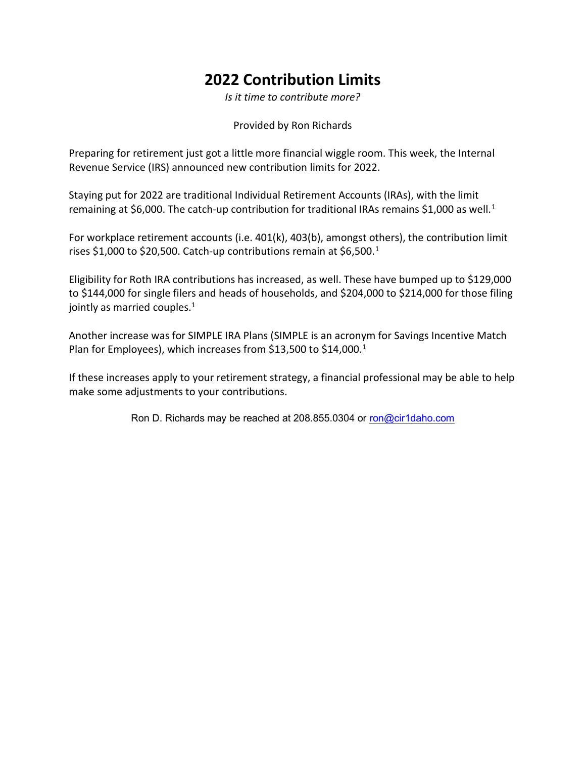# 2022 Contribution Limits

*Is it time to contribute more?*

Provided by Ron Richards

Preparing for retirement just got a little more financial wiggle room. This week, the Internal Revenue Service (IRS) announced new contribution limits for 2022.

Staying put for 2022 are traditional Individual Retirement Accounts (IRAs), with the limit remaining at $6,000. The catch-up contribution for traditional IRAs remains $1,000 as well.[1]

For workplace retirement accounts (i.e. 401(k), 403(b), amongst others), the contribution limit rises $1,000 to $20,500. Catch-up contributions remain at $6,500.[1]

Eligibility for Roth IRA contributions has increased, as well. These have bumped up to $129,000 to $144,000 for single filers and heads of households, and $204,000 to $214,000 for those filing jointly as married couples.[1]

Another increase was for SIMPLE IRA Plans (SIMPLE is an acronym for Savings Incentive Match Plan for Employees), which increases from $13,500 to $14,000.[1]

If these increases apply to your retirement strategy, a financial professional may be able to help make some adjustments to your contributions.

Ron D. Richards may be reached at 208.855.0304 or ron@cir1daho.com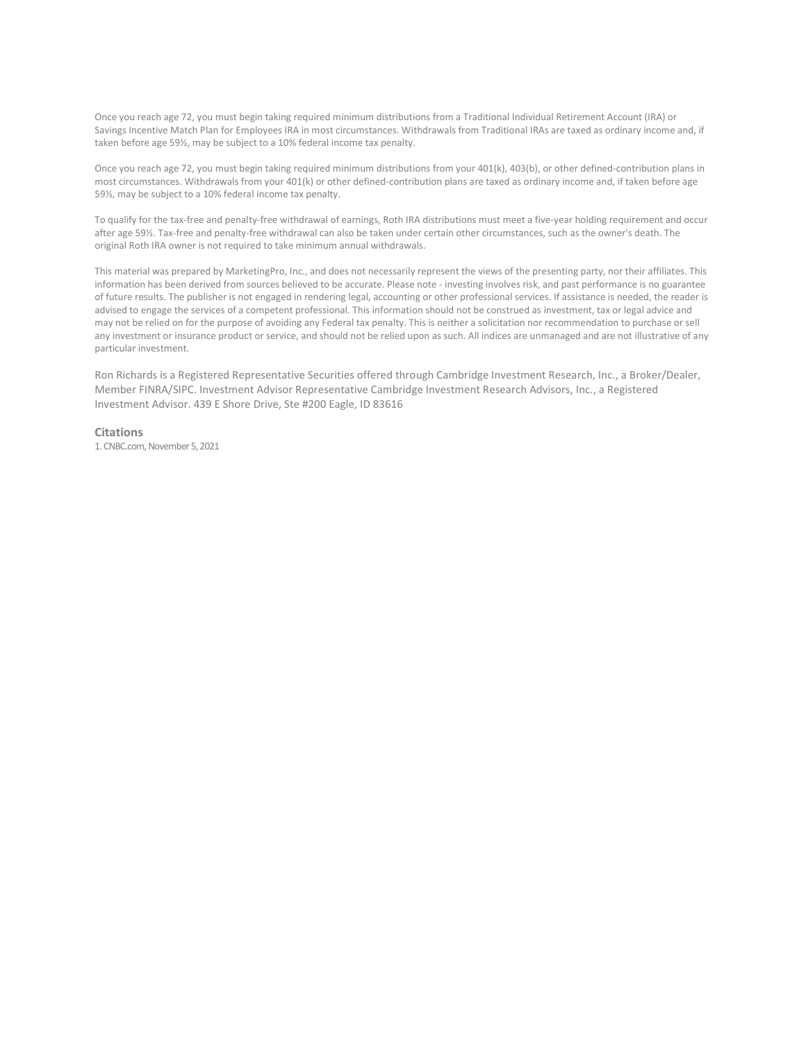Once you reach age 72, you must begin taking required minimum distributions from a Traditional Individual Retirement Account (IRA) or Savings Incentive Match Plan for Employees IRA in most circumstances. Withdrawals from Traditional IRAs are taxed as ordinary income and, if taken before age 59½, may be subject to a 10% federal income tax penalty.

Once you reach age 72, you must begin taking required minimum distributions from your 401(k), 403(b), or other defined-contribution plans in most circumstances. Withdrawals from your 401(k) or other defined-contribution plans are taxed as ordinary income and, if taken before age 59½, may be subject to a 10% federal income tax penalty.

To qualify for the tax-free and penalty-free withdrawal of earnings, Roth IRA distributions must meet a five-year holding requirement and occur after age 59½. Tax-free and penalty-free withdrawal can also be taken under certain other circumstances, such as the owner's death. The original Roth IRA owner is not required to take minimum annual withdrawals.

This material was prepared by MarketingPro, Inc., and does not necessarily represent the views of the presenting party, nor their affiliates. This information has been derived from sources believed to be accurate. Please note - investing involves risk, and past performance is no guarantee of future results. The publisher is not engaged in rendering legal, accounting or other professional services. If assistance is needed, the reader is advised to engage the services of a competent professional. This information should not be construed as investment, tax or legal advice and may not be relied on for the purpose of avoiding any Federal tax penalty. This is neither a solicitation nor recommendation to purchase or sell any investment or insurance product or service, and should not be relied upon as such. All indices are unmanaged and are not illustrative of any particular investment.

Ron Richards is a Registered Representative Securities offered through Cambridge Investment Research, Inc., a Broker/Dealer, Member FINRA/SIPC. Investment Advisor Representative Cambridge Investment Research Advisors, Inc., a Registered Investment Advisor. 439 E Shore Drive, Ste #200 Eagle, ID 83616

**Citations**

1. CNBC.com, November 5, 2021